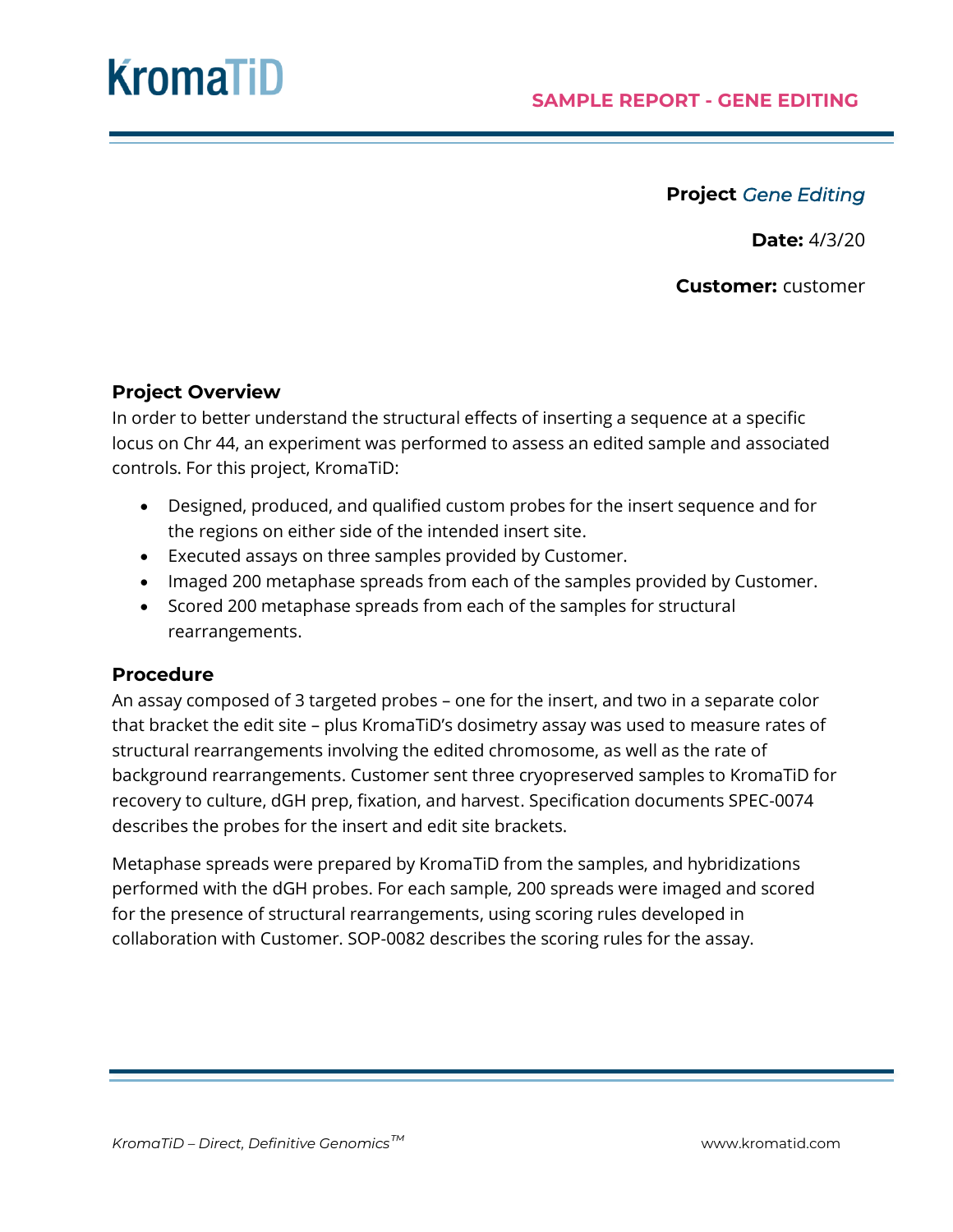# KromaTiD

**SAMPLE REPORT - GENE EDITING**

**Project** *Gene Editing*

**Date:** 4/3/20

**Customer:** customer

## Project Overview

In order to better understand the structural effects of inserting a sequence at a specific locus on Chr 44, an experiment was performed to assess an edited sample and associated controls. For this project, KromaTiD:

- Designed, produced, and qualified custom probes for the insert sequence and for the regions on either side of the intended insert site.
- Executed assays on three samples provided by Customer.
- Imaged 200 metaphase spreads from each of the samples provided by Customer.
- Scored 200 metaphase spreads from each of the samples for structural rearrangements.

## Procedure

An assay composed of 3 targeted probes – one for the insert, and two in a separate color that bracket the edit site – plus KromaTiD's dosimetry assay was used to measure rates of structural rearrangements involving the edited chromosome, as well as the rate of background rearrangements. Customer sent three cryopreserved samples to KromaTiD for recovery to culture, dGH prep, fixation, and harvest. Specification documents SPEC-0074 describes the probes for the insert and edit site brackets.

Metaphase spreads were prepared by KromaTiD from the samples, and hybridizations performed with the dGH probes. For each sample, 200 spreads were imaged and scored for the presence of structural rearrangements, using scoring rules developed in collaboration with Customer. SOP-0082 describes the scoring rules for the assay.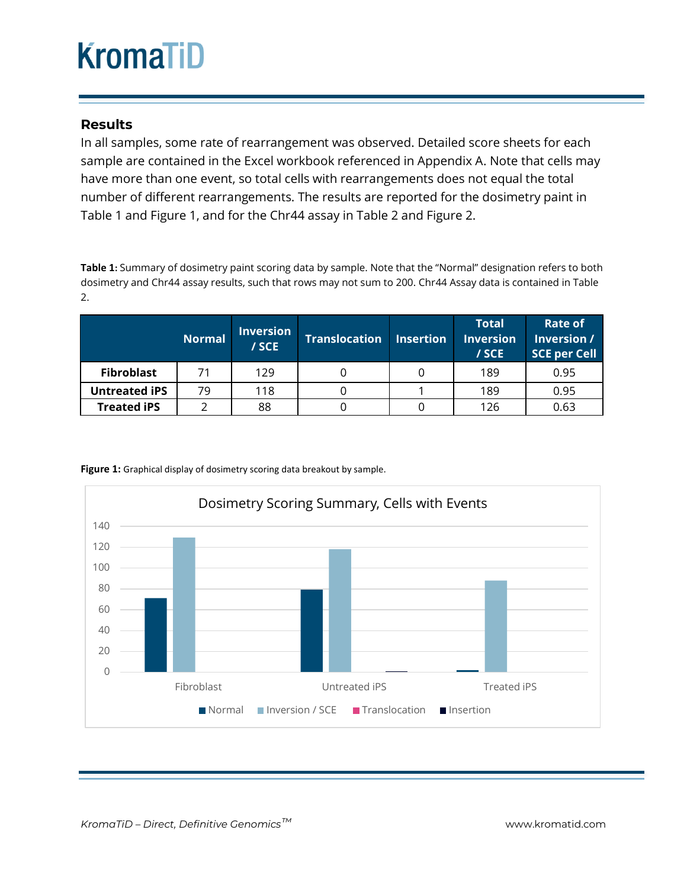## Results

In all samples, some rate of rearrangement was observed. Detailed score sheets for each sample are contained in the Excel workbook referenced in Appendix A. Note that cells may have more than one event, so total cells with rearrangements does not equal the total number of different rearrangements. The results are reported for the dosimetry paint in Table 1 and Figure 1, and for the Chr44 assay in Table 2 and Figure 2.

**Table 1:** Summary of dosimetry paint scoring data by sample. Note that the "Normal" designation refers to both dosimetry and Chr44 assay results, such that rows may not sum to 200. Chr44 Assay data is contained in Table 2.

| | Normal | Inversion / SCE | Translocation | Insertion | Total Inversion / SCE | Rate of Inversion / SCE per Cell |
|---|---|---|---|---|---|---|
| **Fibroblast** | 71 | 129 | 0 | 0 | 189 | 0.95 |
| **Untreated iPS** | 79 | 118 | 0 | 1 | 189 | 0.95 |
| **Treated iPS** | 2 | 88 | 0 | 0 | 126 | 0.63 |

**Figure 1:** Graphical display of dosimetry scoring data breakout by sample.

Dosimetry Scoring Summary, Cells with Events

| | Normal | Inversion / SCE | Translocation | Insertion |
|---|---|---|---|---|
| Fibroblast | 71 | 129 | 0 | 0 |
| Untreated iPS | 79 | 118 | 0 | 1 |
| Treated iPS | 2 | 88 | 0 | 0 |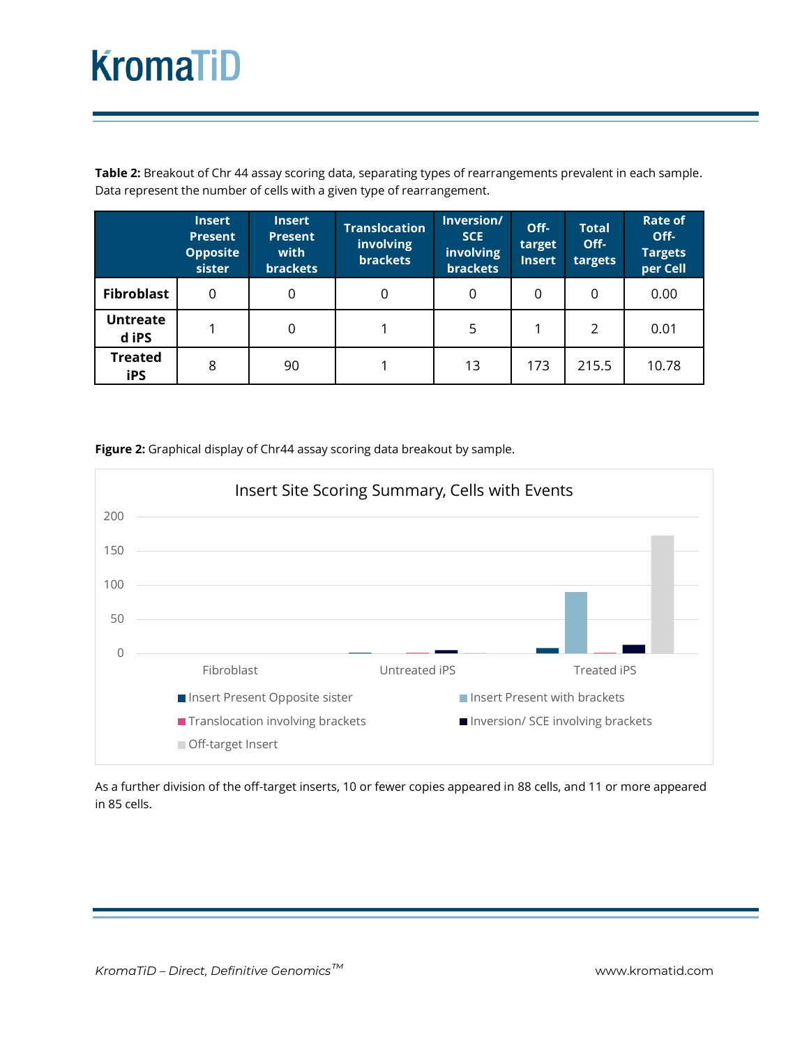**Table 2:** Breakout of Chr 44 assay scoring data, separating types of rearrangements prevalent in each sample. Data represent the number of cells with a given type of rearrangement.

| | Insert Present Opposite sister | Insert Present with brackets | Translocation involving brackets | Inversion/ SCE involving brackets | Off-target Insert | Total Off-targets | Rate of Off-Targets per Cell |
|---|---|---|---|---|---|---|---|
| **Fibroblast** | 0 | 0 | 0 | 0 | 0 | 0 | 0.00 |
| **Untreated iPS** | 1 | 0 | 1 | 5 | 1 | 2 | 0.01 |
| **Treated iPS** | 8 | 90 | 1 | 13 | 173 | 215.5 | 10.78 |

**Figure 2:** Graphical display of Chr44 assay scoring data breakout by sample.

Insert Site Scoring Summary, Cells with Events

As a further division of the off-target inserts, 10 or fewer copies appeared in 88 cells, and 11 or more appeared in 85 cells.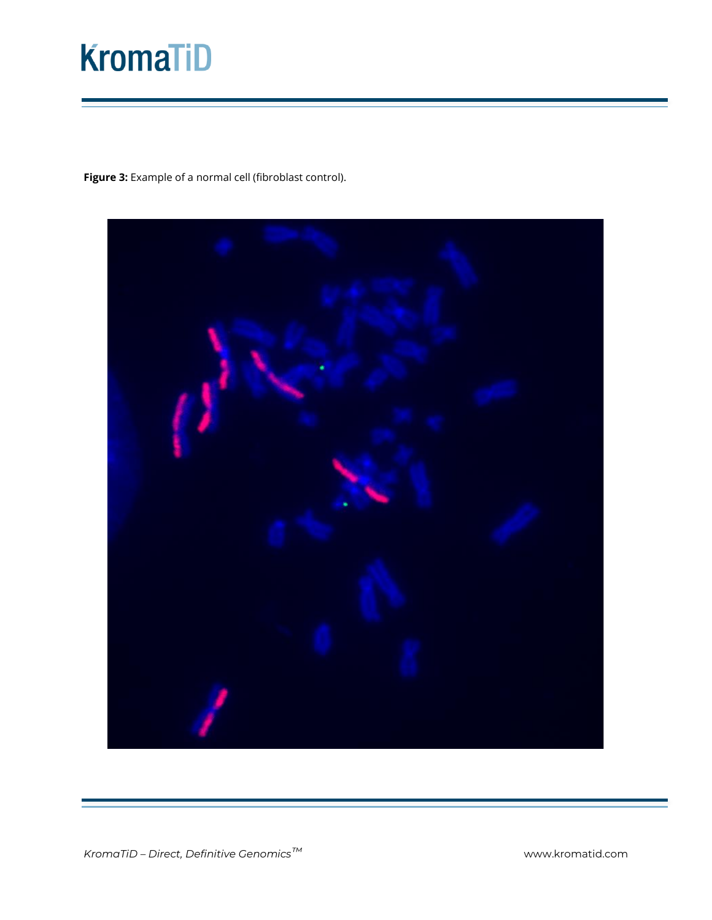**Figure 3:** Example of a normal cell (fibroblast control).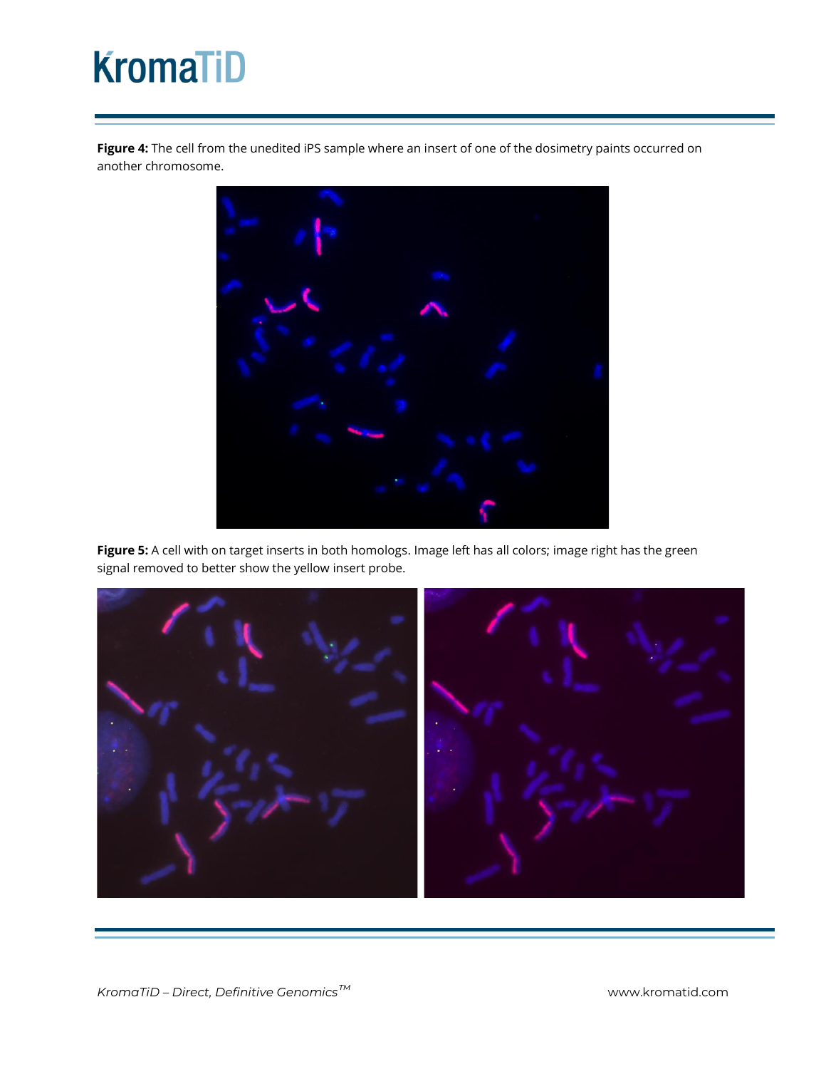**Figure 4:** The cell from the unedited iPS sample where an insert of one of the dosimetry paints occurred on another chromosome.

**Figure 5:** A cell with on target inserts in both homologs. Image left has all colors; image right has the green signal removed to better show the yellow insert probe.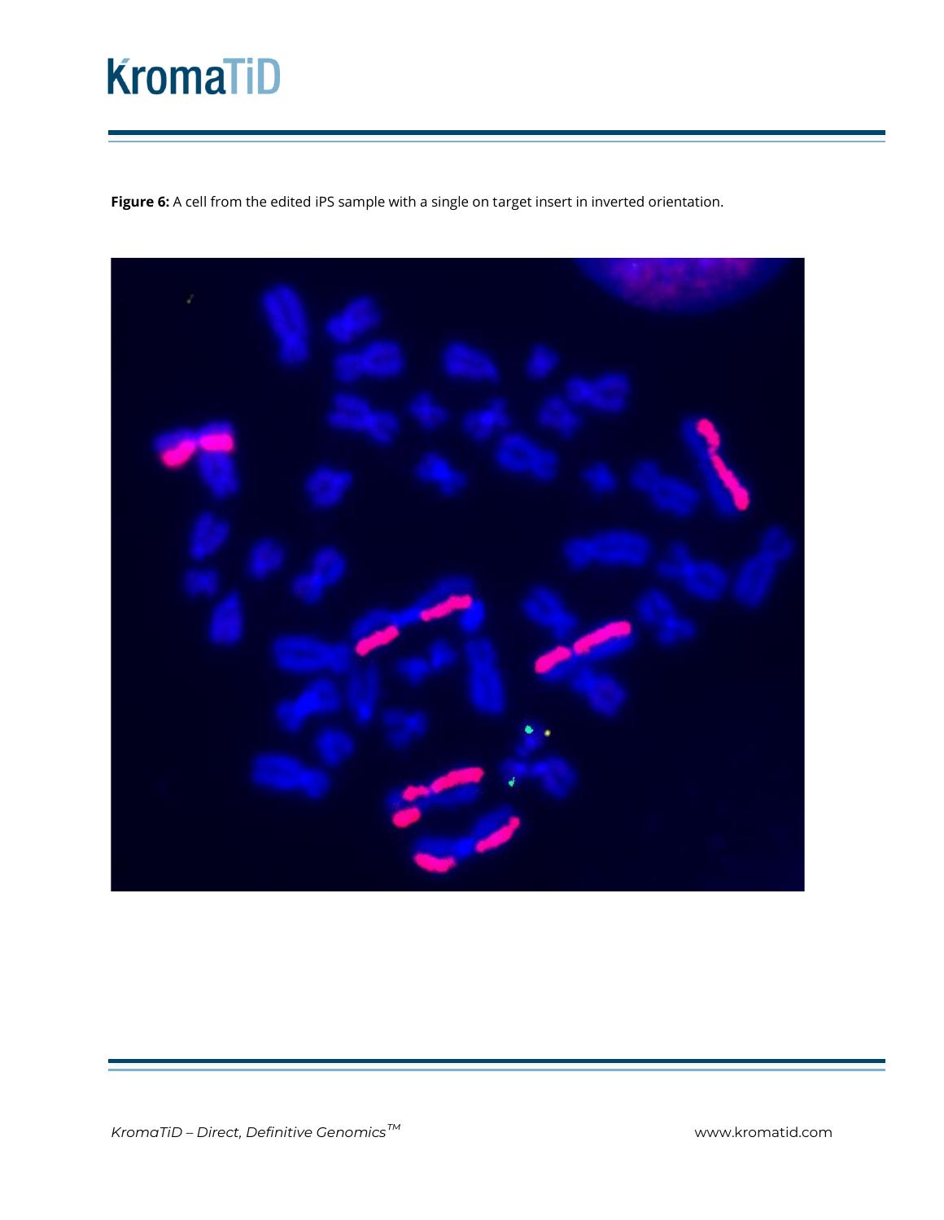**Figure 6:** A cell from the edited iPS sample with a single on target insert in inverted orientation.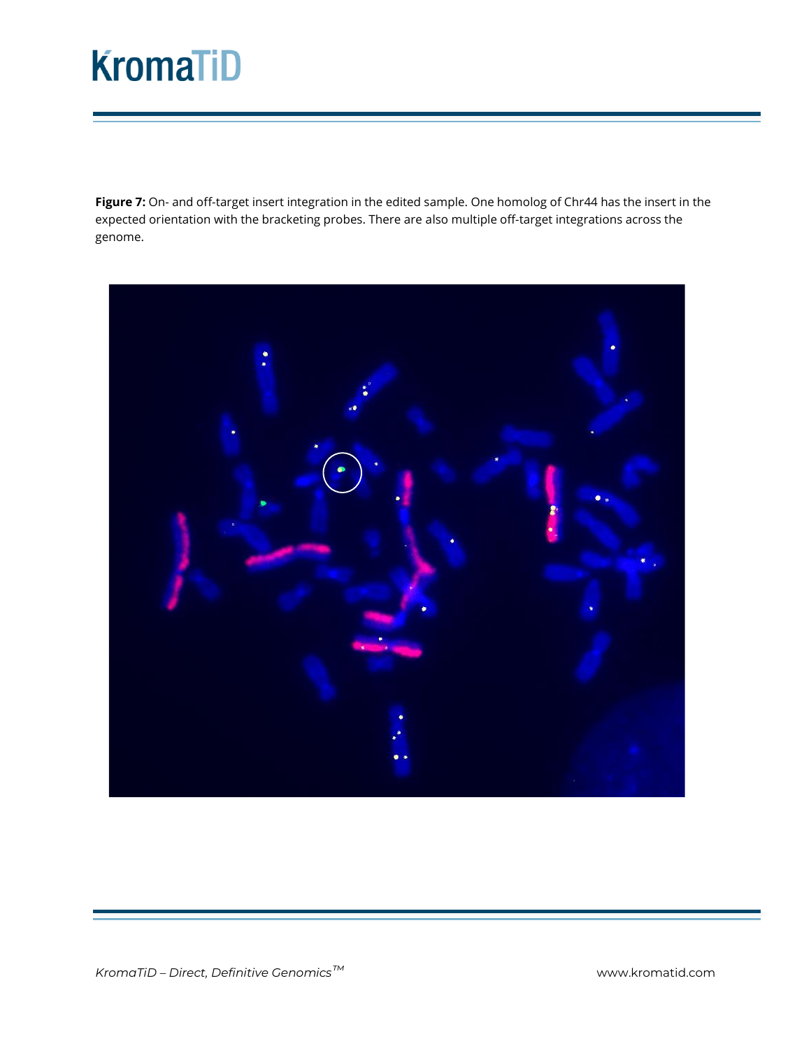**Figure 7:** On- and off-target insert integration in the edited sample. One homolog of Chr44 has the insert in the expected orientation with the bracketing probes. There are also multiple off-target integrations across the genome.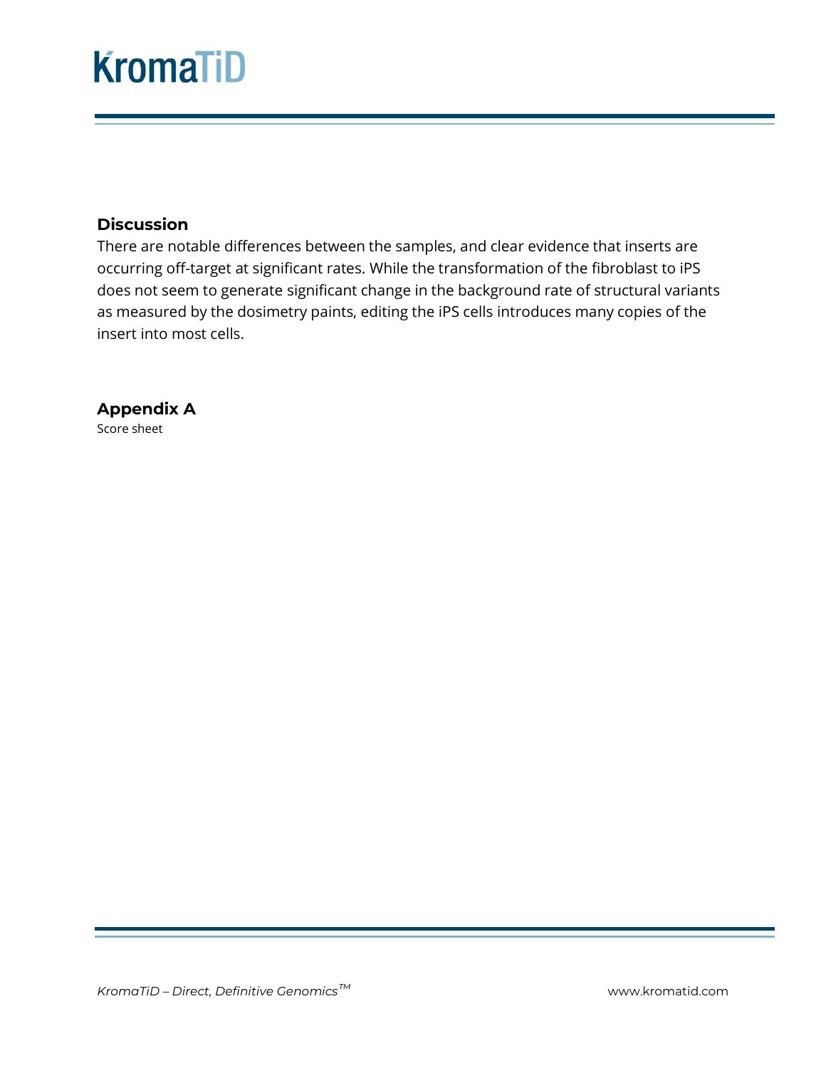## Discussion

There are notable differences between the samples, and clear evidence that inserts are occurring off-target at significant rates. While the transformation of the fibroblast to iPS does not seem to generate significant change in the background rate of structural variants as measured by the dosimetry paints, editing the iPS cells introduces many copies of the insert into most cells.

## Appendix A

Score sheet